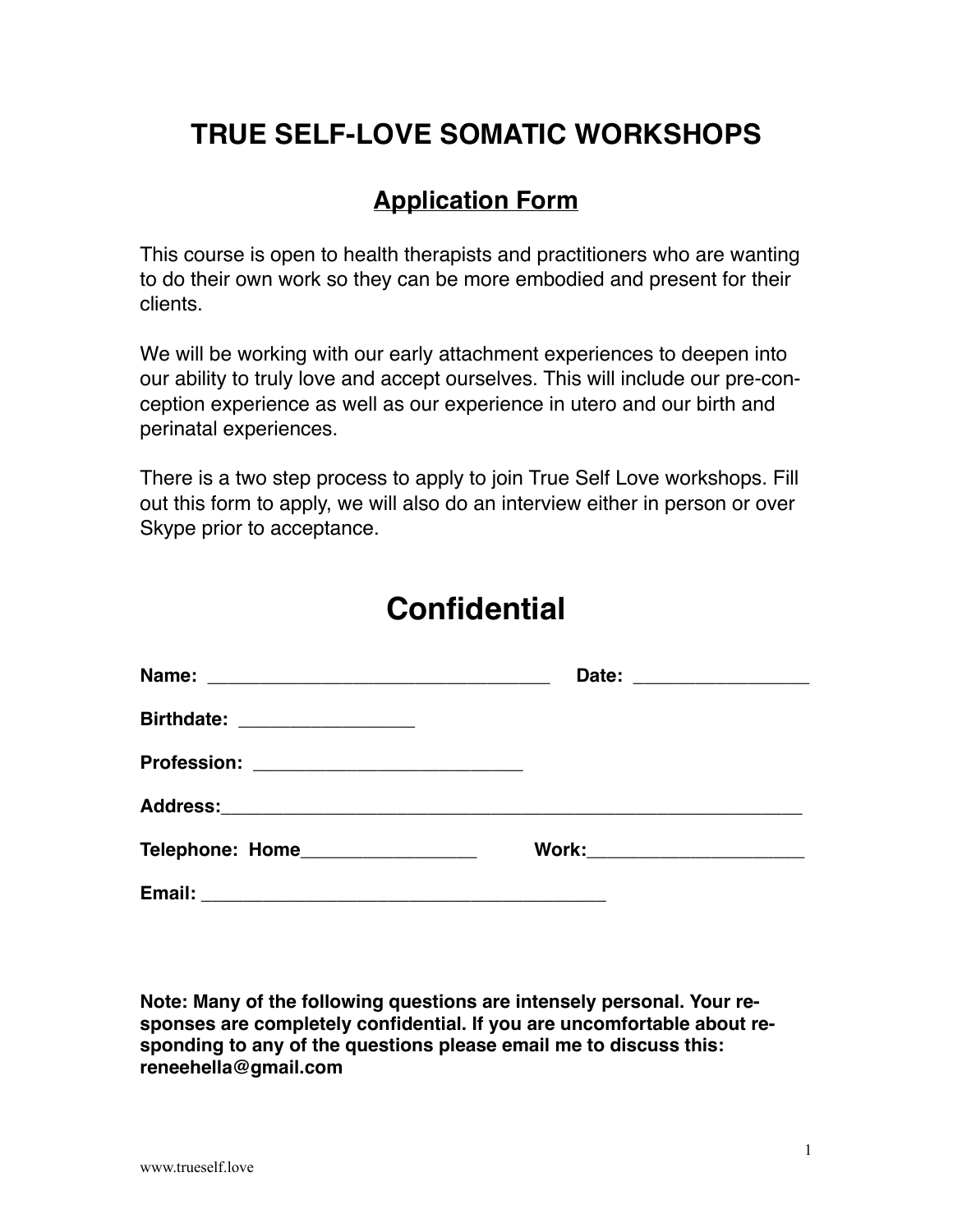# TRUE SELF-LOVE SOMATIC WORKSHOPS

## Application Form

This course is open to health therapists and practitioners who are wanting to do their own work so they can be more embodied and present for their clients.

We will be working with our early attachment experiences to deepen into our ability to truly love and accept ourselves. This will include our pre-conception experience as well as our experience in utero and our birth and perinatal experiences.

There is a two step process to apply to join True Self Love workshops. Fill out this form to apply, we will also do an interview either in person or over Skype prior to acceptance.

# Confidential

**Name:** ________________________________ **Date:** ________________

**Birthdate:** ________________

**Profession:** _________________________

**Address:**_______________________________________________________

**Telephone: Home**________________ **Work:**____________________

**Email:** _____________________________________

**Note: Many of the following questions are intensely personal. Your responses are completely confidential. If you are uncomfortable about responding to any of the questions please email me to discuss this: reneehella@gmail.com**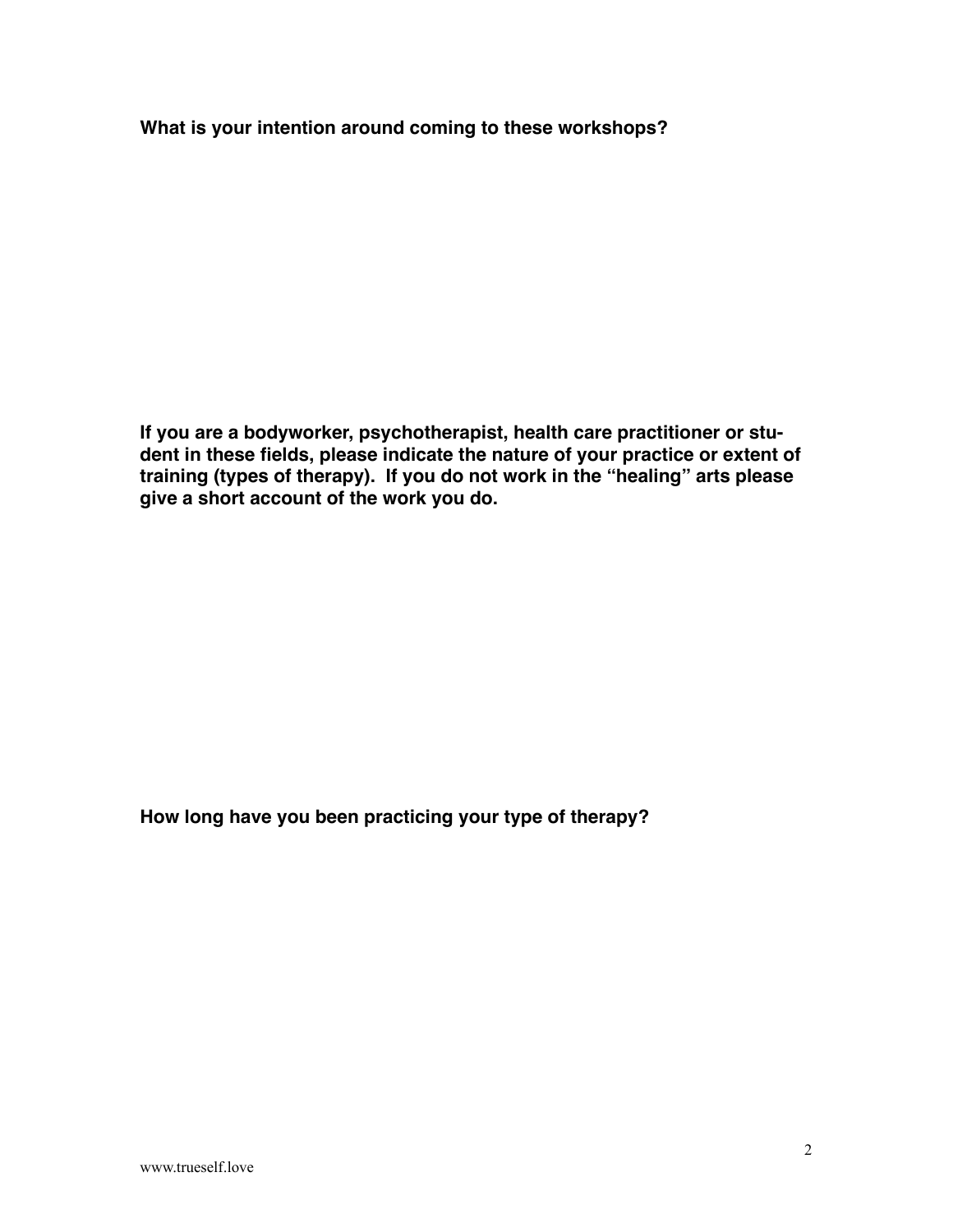**What is your intention around coming to these workshops?**

**If you are a bodyworker, psychotherapist, health care practitioner or student in these fields, please indicate the nature of your practice or extent of training (types of therapy). If you do not work in the "healing" arts please give a short account of the work you do.**

**How long have you been practicing your type of therapy?**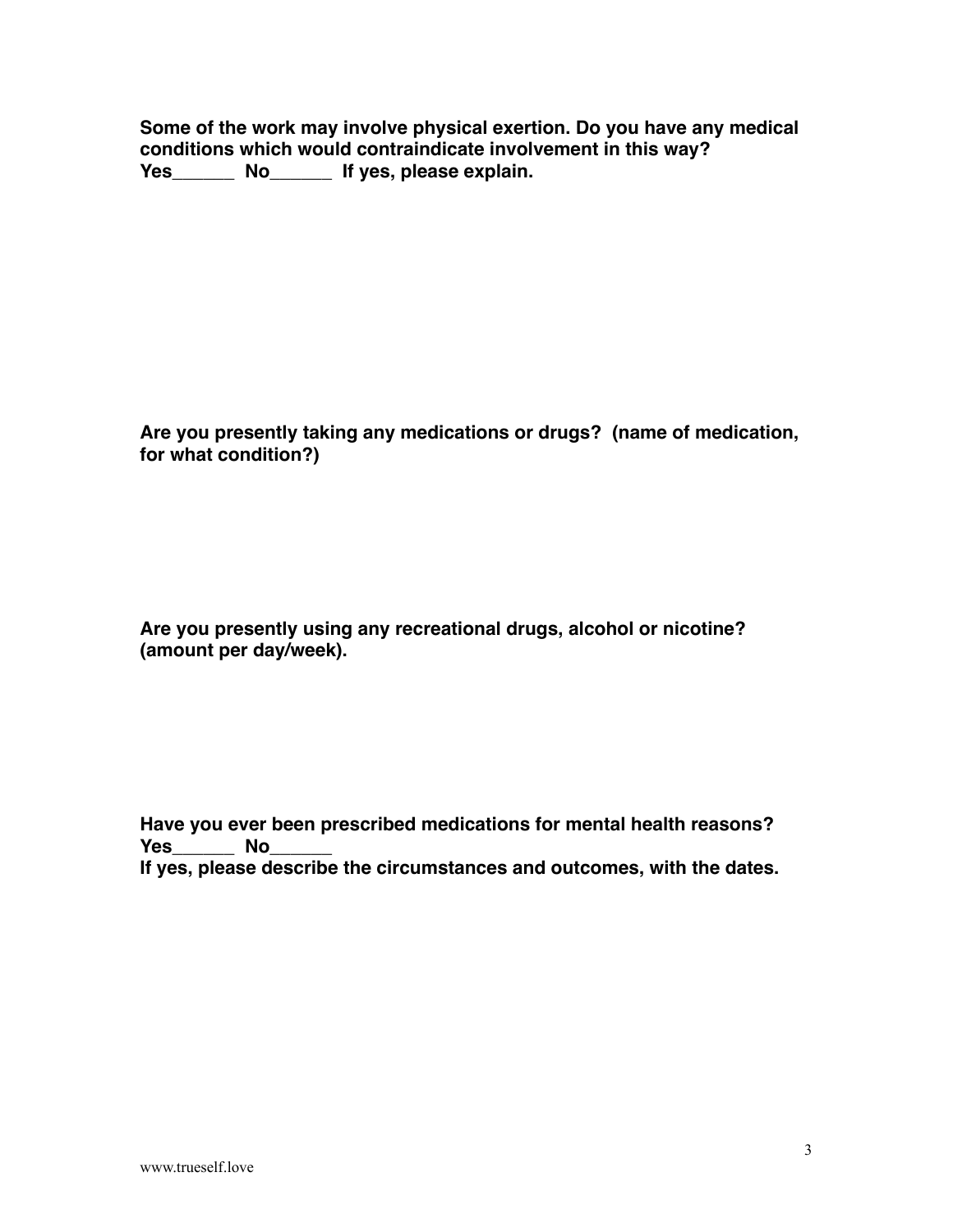**Some of the work may involve physical exertion. Do you have any medical conditions which would contraindicate involvement in this way?**
**Yes______ No______ If yes, please explain.**

**Are you presently taking any medications or drugs? (name of medication, for what condition?)**

**Are you presently using any recreational drugs, alcohol or nicotine? (amount per day/week).**

**Have you ever been prescribed medications for mental health reasons?**
**Yes______ No______**
**If yes, please describe the circumstances and outcomes, with the dates.**

www.trueself.love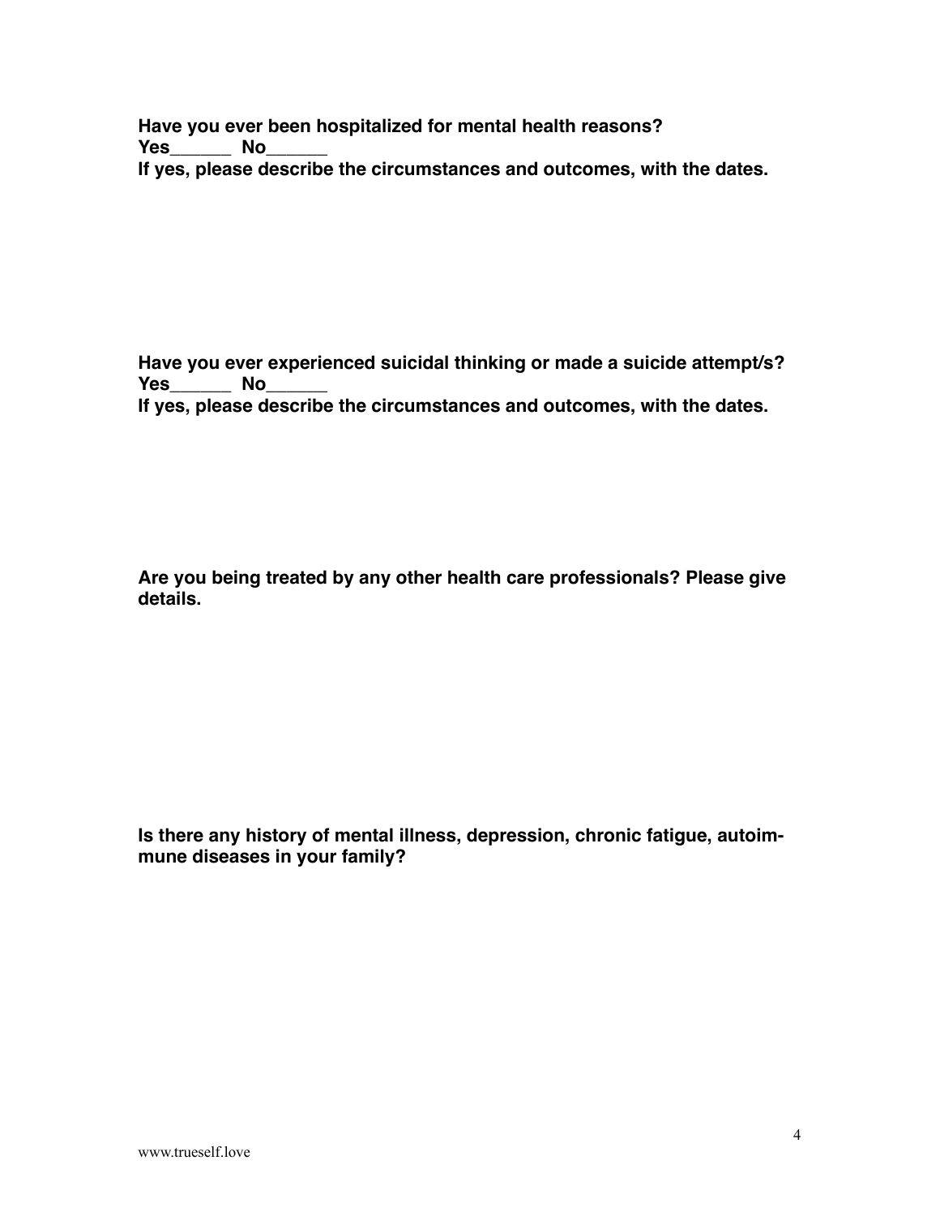**Have you ever been hospitalized for mental health reasons?**
**Yes______ No______**
**If yes, please describe the circumstances and outcomes, with the dates.**

**Have you ever experienced suicidal thinking or made a suicide attempt/s?**
**Yes______ No______**
**If yes, please describe the circumstances and outcomes, with the dates.**

**Are you being treated by any other health care professionals? Please give details.**

**Is there any history of mental illness, depression, chronic fatigue, autoimmune diseases in your family?**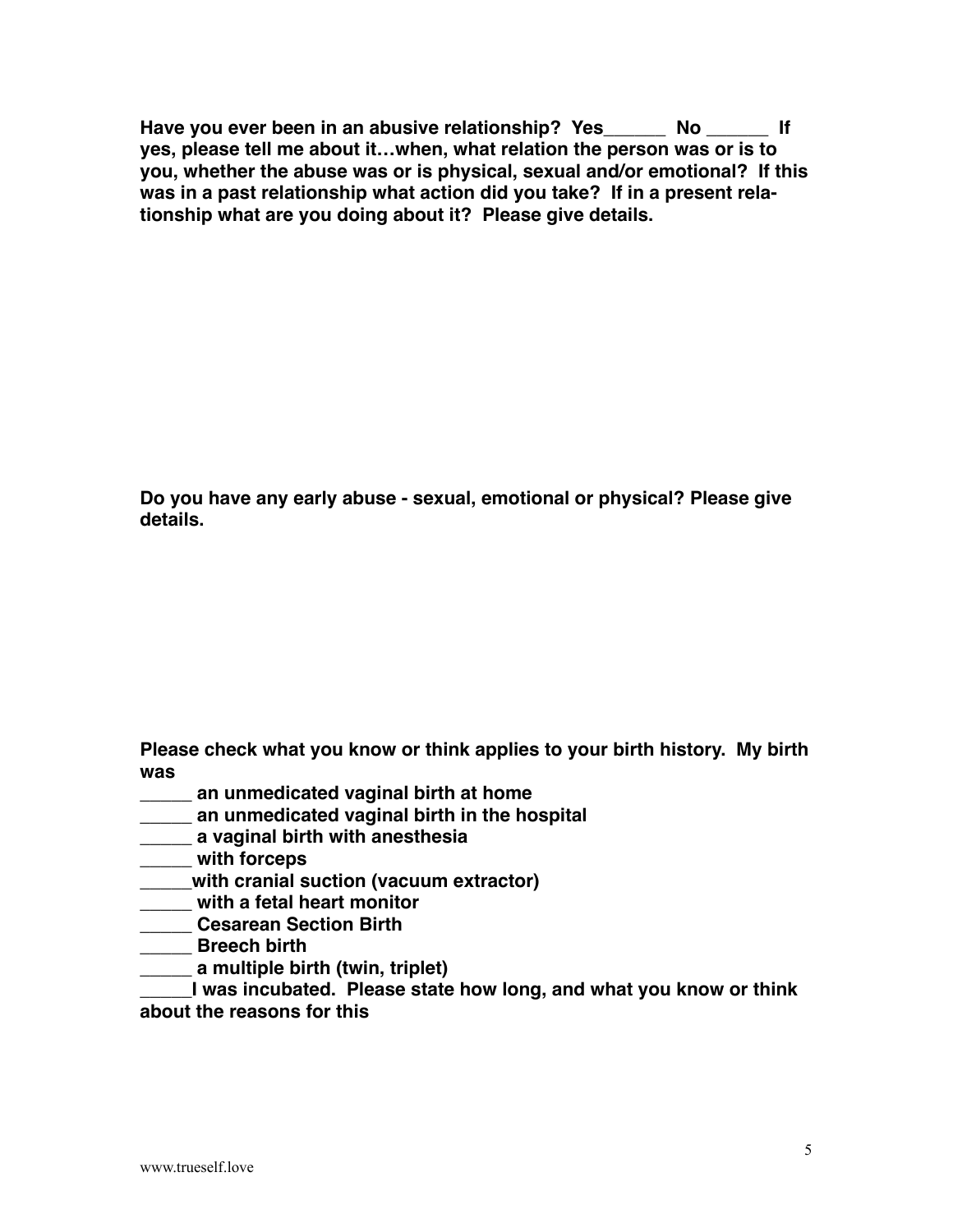**Have you ever been in an abusive relationship? Yes______ No ______ If yes, please tell me about it…when, what relation the person was or is to you, whether the abuse was or is physical, sexual and/or emotional? If this was in a past relationship what action did you take? If in a present relationship what are you doing about it? Please give details.**

**Do you have any early abuse - sexual, emotional or physical? Please give details.**

**Please check what you know or think applies to your birth history. My birth was**

**_____ an unmedicated vaginal birth at home**
**_____ an unmedicated vaginal birth in the hospital**
**_____ a vaginal birth with anesthesia**
**_____ with forceps**
**_____with cranial suction (vacuum extractor)**
**_____ with a fetal heart monitor**
**_____ Cesarean Section Birth**
**_____ Breech birth**
**_____ a multiple birth (twin, triplet)**
**_____I was incubated. Please state how long, and what you know or think about the reasons for this**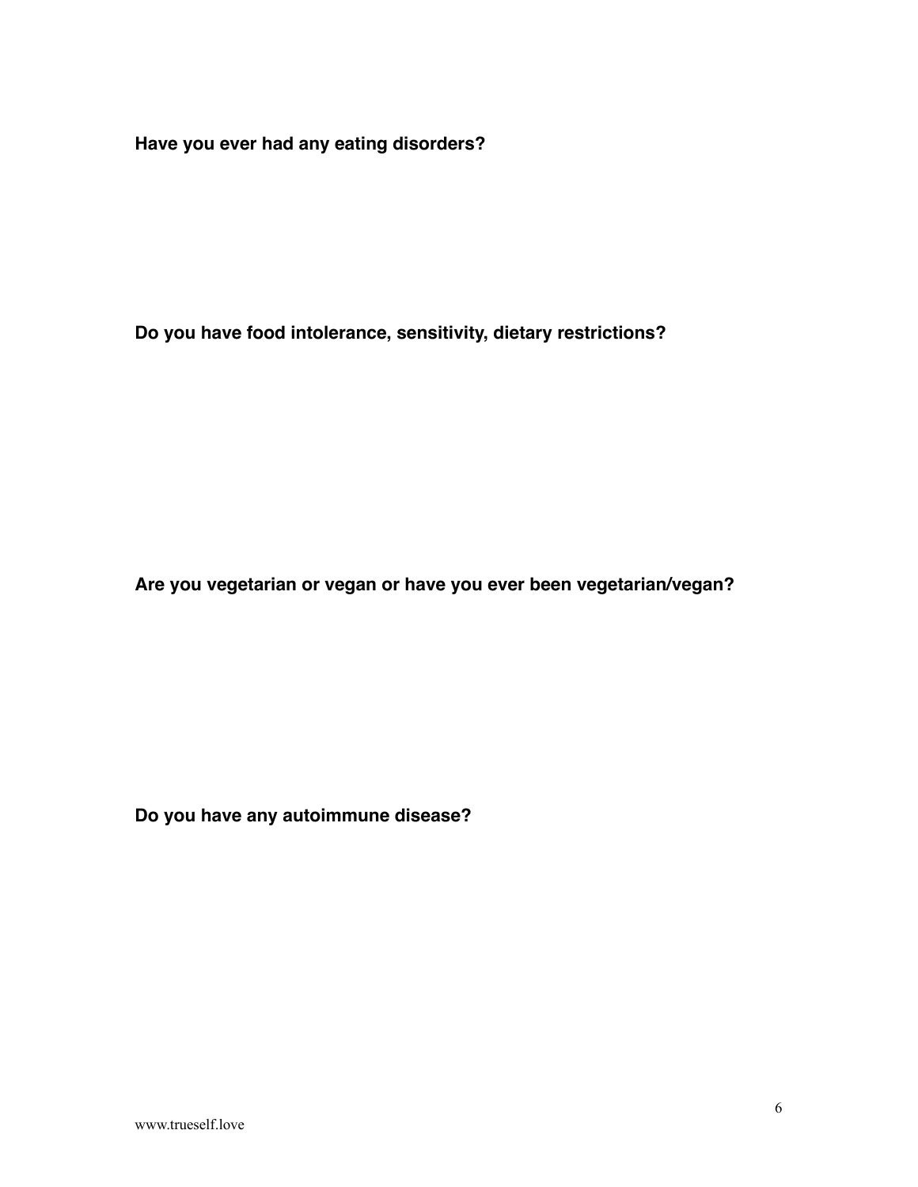**Have you ever had any eating disorders?**

**Do you have food intolerance, sensitivity, dietary restrictions?**

**Are you vegetarian or vegan or have you ever been vegetarian/vegan?**

**Do you have any autoimmune disease?**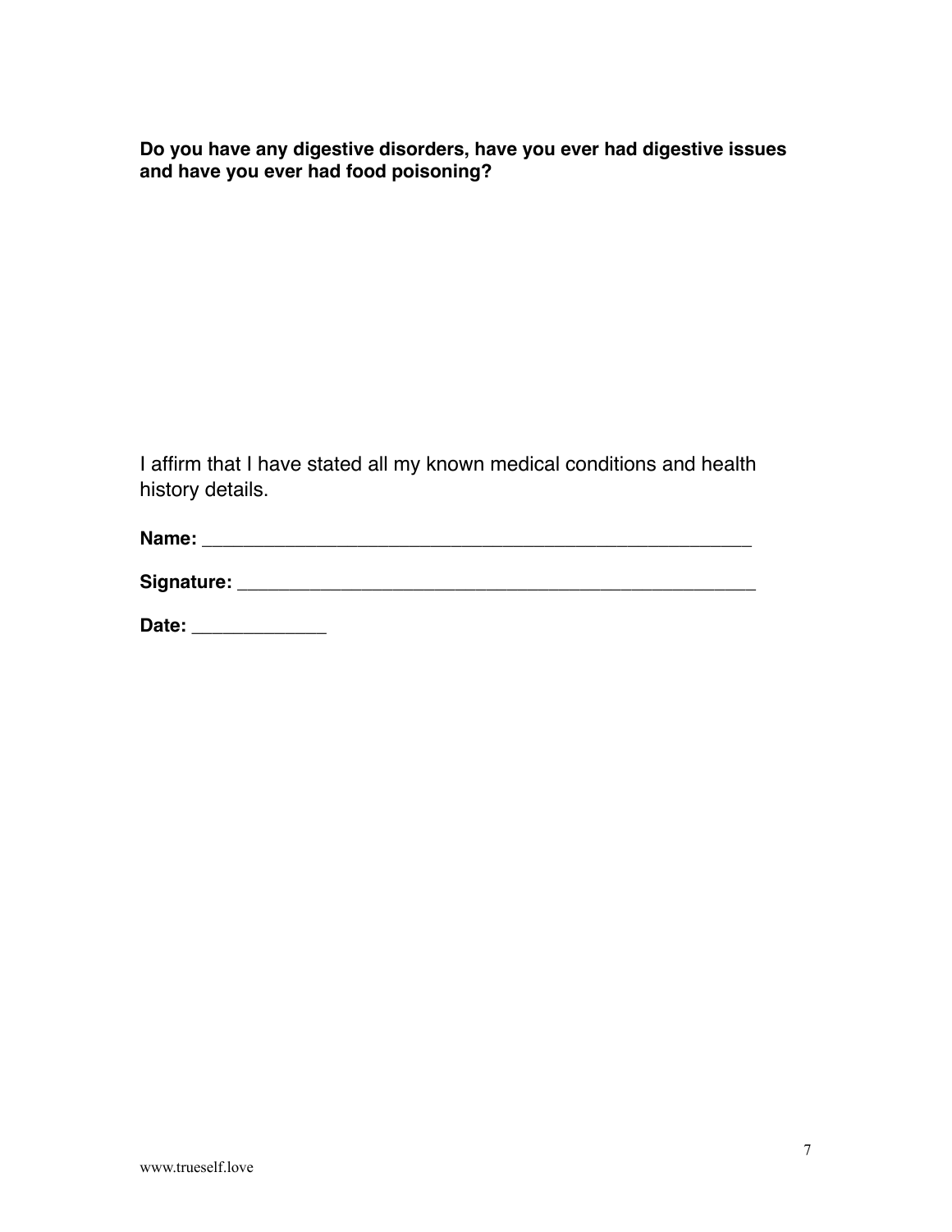**Do you have any digestive disorders, have you ever had digestive issues and have you ever had food poisoning?**

I affirm that I have stated all my known medical conditions and health history details.

**Name:** ____________________________________________________

**Signature:** ________________________________________________

**Date:** ____________

www.trueself.love